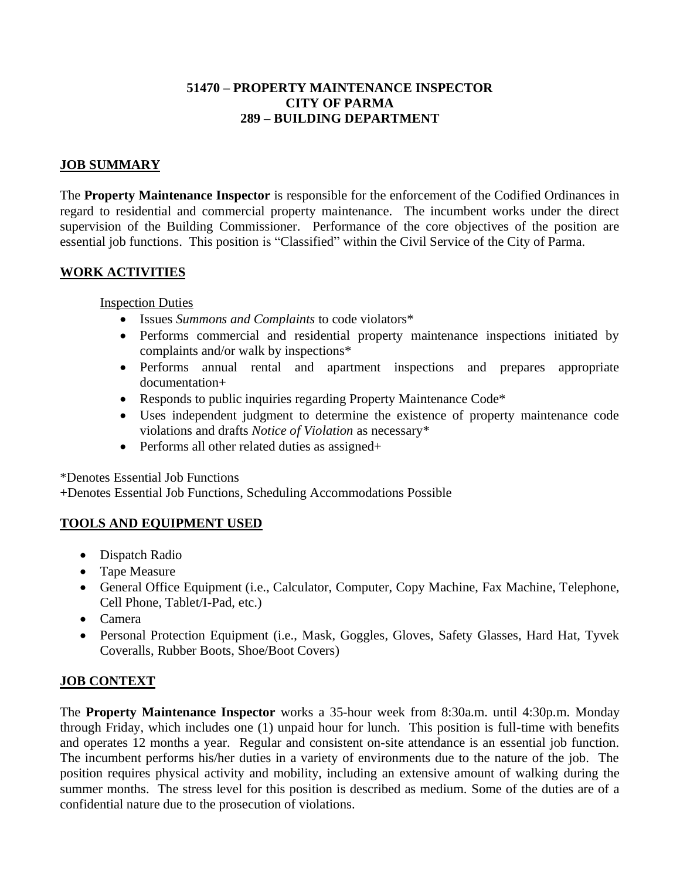**51470 – PROPERTY MAINTENANCE INSPECTOR**
**CITY OF PARMA**
**289 – BUILDING DEPARTMENT**

## JOB SUMMARY

The **Property Maintenance Inspector** is responsible for the enforcement of the Codified Ordinances in regard to residential and commercial property maintenance. The incumbent works under the direct supervision of the Building Commissioner. Performance of the core objectives of the position are essential job functions. This position is "Classified" within the Civil Service of the City of Parma.

## WORK ACTIVITIES

### Inspection Duties

- Issues *Summons and Complaints* to code violators*
- Performs commercial and residential property maintenance inspections initiated by complaints and/or walk by inspections*
- Performs annual rental and apartment inspections and prepares appropriate documentation+
- Responds to public inquiries regarding Property Maintenance Code*
- Uses independent judgment to determine the existence of property maintenance code violations and drafts *Notice of Violation* as necessary*
- Performs all other related duties as assigned+

*Denotes Essential Job Functions
+Denotes Essential Job Functions, Scheduling Accommodations Possible

## TOOLS AND EQUIPMENT USED

- Dispatch Radio
- Tape Measure
- General Office Equipment (i.e., Calculator, Computer, Copy Machine, Fax Machine, Telephone, Cell Phone, Tablet/I-Pad, etc.)
- Camera
- Personal Protection Equipment (i.e., Mask, Goggles, Gloves, Safety Glasses, Hard Hat, Tyvek Coveralls, Rubber Boots, Shoe/Boot Covers)

## JOB CONTEXT

The **Property Maintenance Inspector** works a 35-hour week from 8:30a.m. until 4:30p.m. Monday through Friday, which includes one (1) unpaid hour for lunch. This position is full-time with benefits and operates 12 months a year. Regular and consistent on-site attendance is an essential job function. The incumbent performs his/her duties in a variety of environments due to the nature of the job. The position requires physical activity and mobility, including an extensive amount of walking during the summer months. The stress level for this position is described as medium. Some of the duties are of a confidential nature due to the prosecution of violations.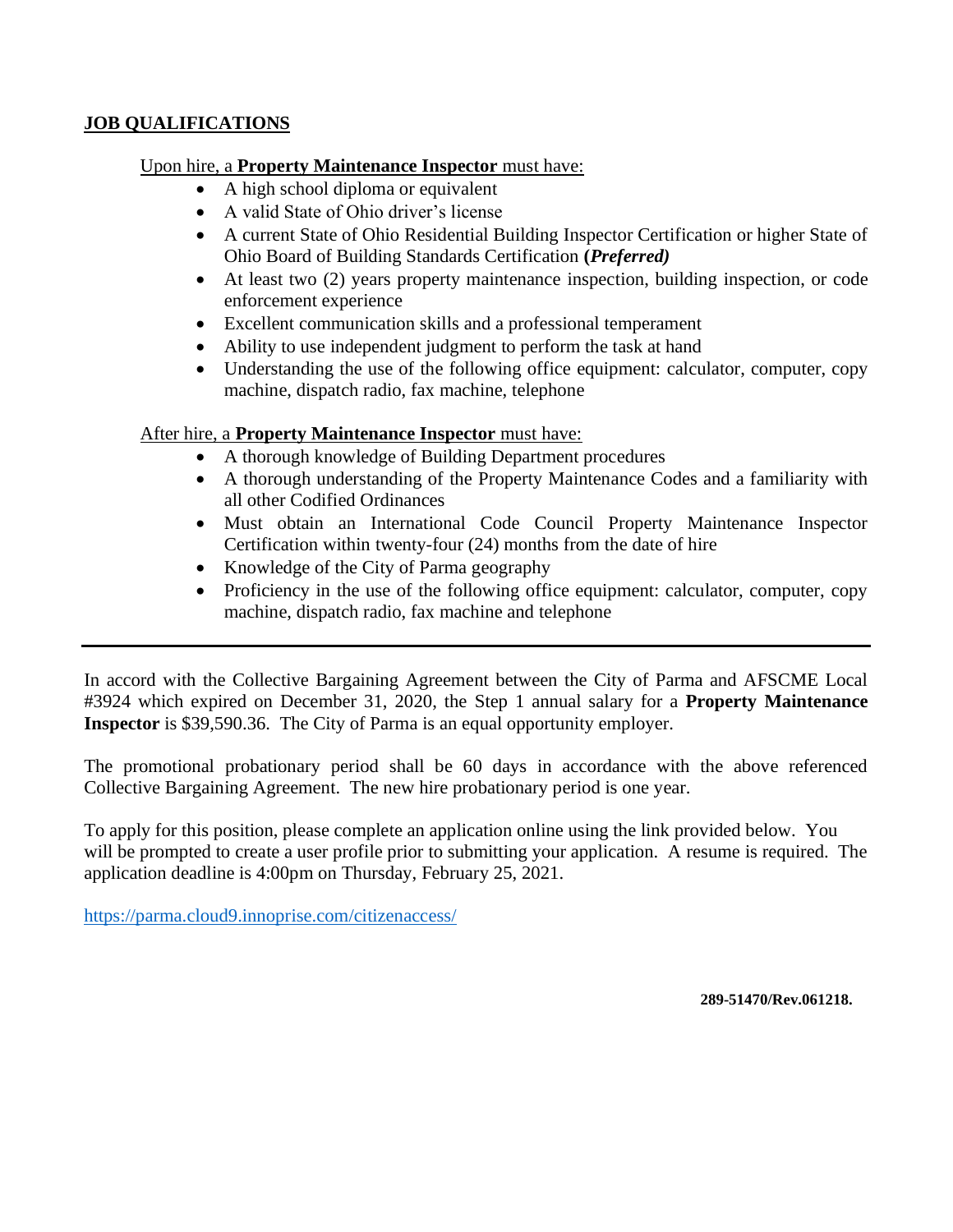## **JOB QUALIFICATIONS**

Upon hire, a **Property Maintenance Inspector** must have:

- A high school diploma or equivalent
- A valid State of Ohio driver's license
- A current State of Ohio Residential Building Inspector Certification or higher State of Ohio Board of Building Standards Certification **(*Preferred)***
- At least two (2) years property maintenance inspection, building inspection, or code enforcement experience
- Excellent communication skills and a professional temperament
- Ability to use independent judgment to perform the task at hand
- Understanding the use of the following office equipment: calculator, computer, copy machine, dispatch radio, fax machine, telephone

After hire, a **Property Maintenance Inspector** must have:

- A thorough knowledge of Building Department procedures
- A thorough understanding of the Property Maintenance Codes and a familiarity with all other Codified Ordinances
- Must obtain an International Code Council Property Maintenance Inspector Certification within twenty-four (24) months from the date of hire
- Knowledge of the City of Parma geography
- Proficiency in the use of the following office equipment: calculator, computer, copy machine, dispatch radio, fax machine and telephone

---

In accord with the Collective Bargaining Agreement between the City of Parma and AFSCME Local #3924 which expired on December 31, 2020, the Step 1 annual salary for a **Property Maintenance Inspector** is $39,590.36. The City of Parma is an equal opportunity employer.

The promotional probationary period shall be 60 days in accordance with the above referenced Collective Bargaining Agreement. The new hire probationary period is one year.

To apply for this position, please complete an application online using the link provided below. You will be prompted to create a user profile prior to submitting your application. A resume is required. The application deadline is 4:00pm on Thursday, February 25, 2021.

https://parma.cloud9.innoprise.com/citizenaccess/

**289-51470/Rev.061218.**